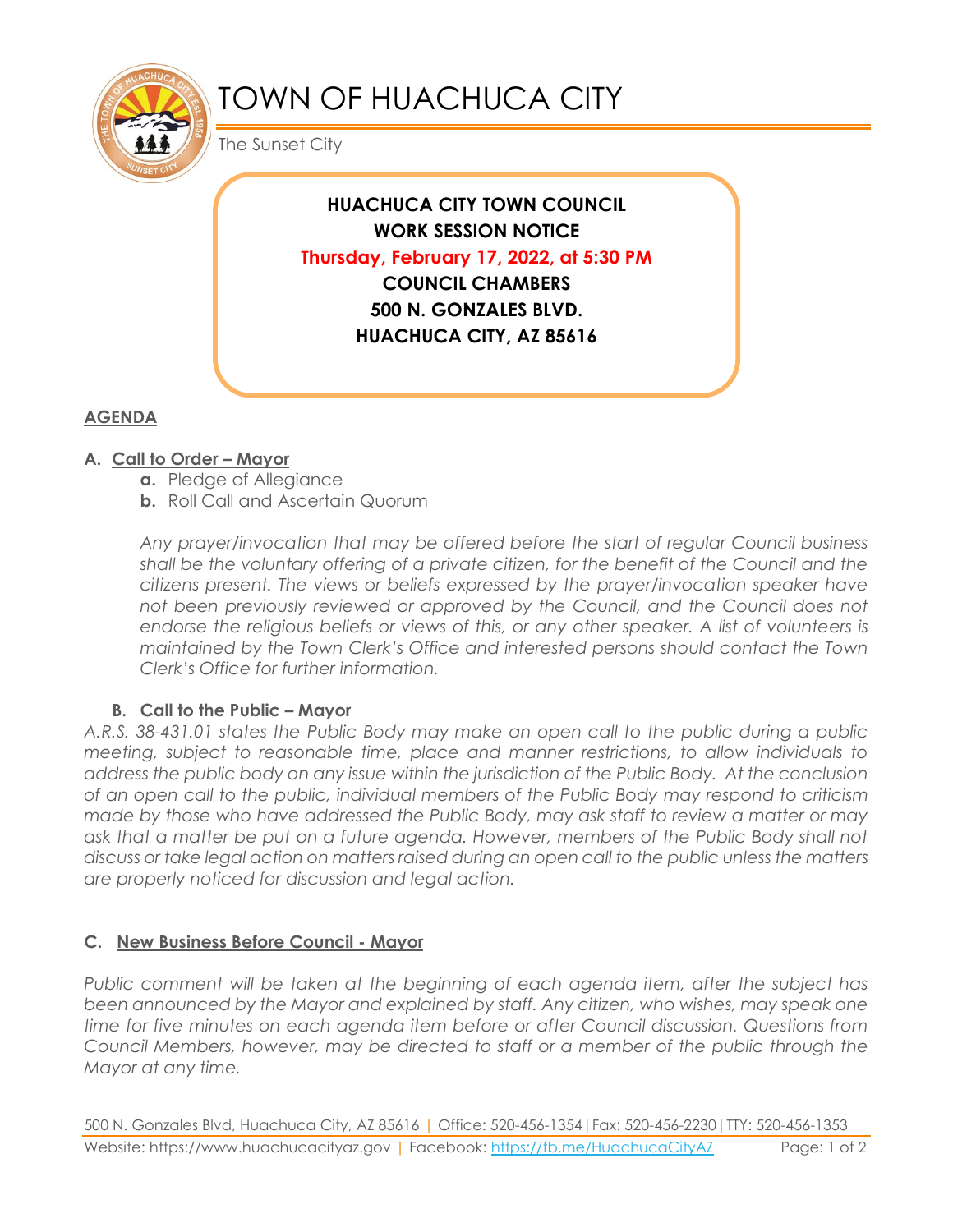# TOWN OF HUACHUCA CITY

The Sunset City

**HUACHUCA CITY TOWN COUNCIL**
**WORK SESSION NOTICE**
**Thursday, February 17, 2022, at 5:30 PM**
**COUNCIL CHAMBERS**
**500 N. GONZALES BLVD.**
**HUACHUCA CITY, AZ 85616**

## AGENDA

### A. Call to Order – Mayor

- **a.** Pledge of Allegiance
- **b.** Roll Call and Ascertain Quorum

*Any prayer/invocation that may be offered before the start of regular Council business shall be the voluntary offering of a private citizen, for the benefit of the Council and the citizens present. The views or beliefs expressed by the prayer/invocation speaker have not been previously reviewed or approved by the Council, and the Council does not endorse the religious beliefs or views of this, or any other speaker. A list of volunteers is maintained by the Town Clerk's Office and interested persons should contact the Town Clerk's Office for further information.*

### B. Call to the Public – Mayor

*A.R.S. 38-431.01 states the Public Body may make an open call to the public during a public meeting, subject to reasonable time, place and manner restrictions, to allow individuals to address the public body on any issue within the jurisdiction of the Public Body. At the conclusion of an open call to the public, individual members of the Public Body may respond to criticism made by those who have addressed the Public Body, may ask staff to review a matter or may ask that a matter be put on a future agenda. However, members of the Public Body shall not discuss or take legal action on matters raised during an open call to the public unless the matters are properly noticed for discussion and legal action.*

### C. New Business Before Council - Mayor

*Public comment will be taken at the beginning of each agenda item, after the subject has been announced by the Mayor and explained by staff. Any citizen, who wishes, may speak one time for five minutes on each agenda item before or after Council discussion. Questions from Council Members, however, may be directed to staff or a member of the public through the Mayor at any time.*

500 N. Gonzales Blvd, Huachuca City, AZ 85616 | Office: 520-456-1354 | Fax: 520-456-2230 | TTY: 520-456-1353
Website: https://www.huachucacityaz.gov | Facebook: https://fb.me/HuachucaCityAZ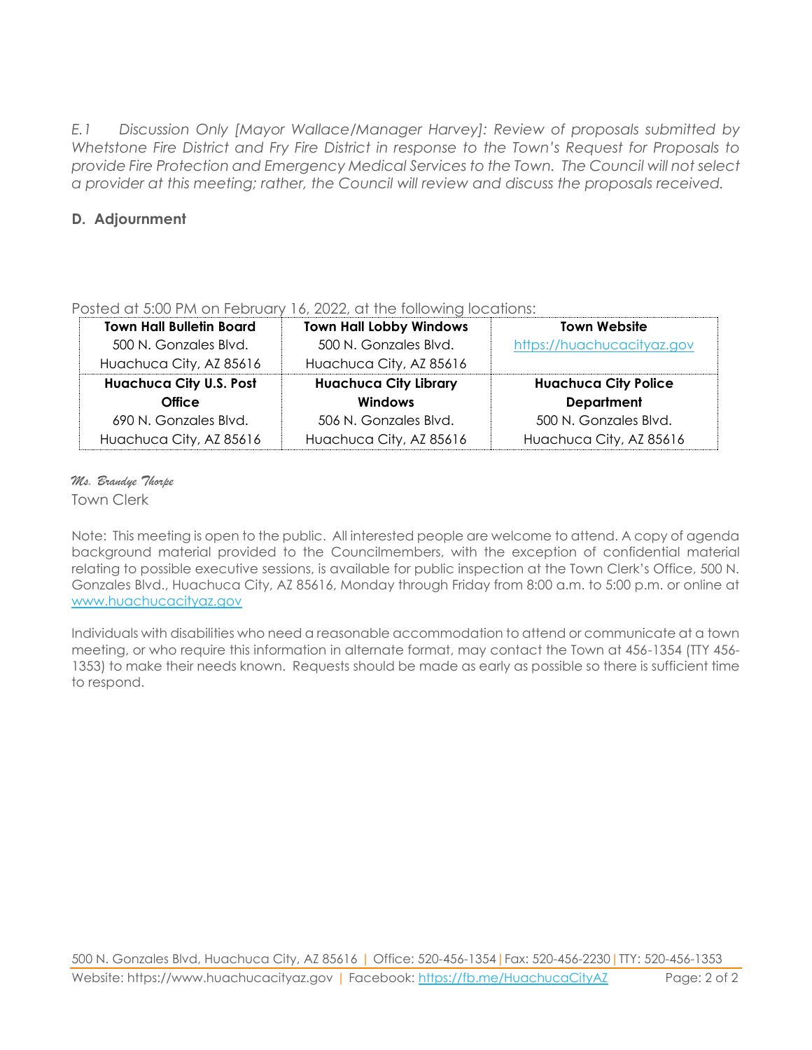*E.1 Discussion Only [Mayor Wallace/Manager Harvey]: Review of proposals submitted by Whetstone Fire District and Fry Fire District in response to the Town's Request for Proposals to provide Fire Protection and Emergency Medical Services to the Town. The Council will not select a provider at this meeting; rather, the Council will review and discuss the proposals received.*

## D. Adjournment

Posted at 5:00 PM on February 16, 2022, at the following locations:

| | | |
|---|---|---|
| **Town Hall Bulletin Board**<br>500 N. Gonzales Blvd.<br>Huachuca City, AZ 85616 | **Town Hall Lobby Windows**<br>500 N. Gonzales Blvd.<br>Huachuca City, AZ 85616 | **Town Website**<br>https://huachucacityaz.gov |
| **Huachuca City U.S. Post Office**<br>690 N. Gonzales Blvd.<br>Huachuca City, AZ 85616 | **Huachuca City Library Windows**<br>506 N. Gonzales Blvd.<br>Huachuca City, AZ 85616 | **Huachuca City Police Department**<br>500 N. Gonzales Blvd.<br>Huachuca City, AZ 85616 |

*Ms. Brandye Thorpe*
Town Clerk

Note: This meeting is open to the public. All interested people are welcome to attend. A copy of agenda background material provided to the Councilmembers, with the exception of confidential material relating to possible executive sessions, is available for public inspection at the Town Clerk's Office, 500 N. Gonzales Blvd., Huachuca City, AZ 85616, Monday through Friday from 8:00 a.m. to 5:00 p.m. or online at www.huachucacityaz.gov

Individuals with disabilities who need a reasonable accommodation to attend or communicate at a town meeting, or who require this information in alternate format, may contact the Town at 456-1354 (TTY 456-1353) to make their needs known. Requests should be made as early as possible so there is sufficient time to respond.